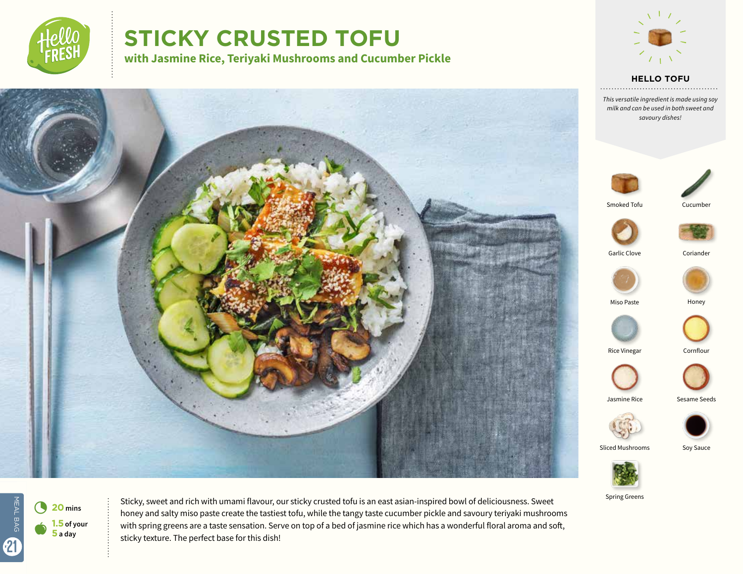# STICKY CRUSTED TOFU

## with Jasmine Rice, Teriyaki Mushrooms and Cucumber Pickle

### HELLO TOFU

*This versatile ingredient is made using soy milk and can be used in both sweet and savoury dishes!*

- Smoked Tofu
- Cucumber
- Garlic Clove
- Coriander
- Miso Paste
- Honey
- Rice Vinegar
- Cornflour
- Jasmine Rice
- Sesame Seeds
- Sliced Mushrooms
- Soy Sauce
- Spring Greens

20 mins

1.5 of your 5 a day

MEAL BAG 21

Sticky, sweet and rich with umami flavour, our sticky crusted tofu is an east asian-inspired bowl of deliciousness. Sweet honey and salty miso paste create the tastiest tofu, while the tangy taste cucumber pickle and savoury teriyaki mushrooms with spring greens are a taste sensation. Serve on top of a bed of jasmine rice which has a wonderful floral aroma and soft, sticky texture. The perfect base for this dish!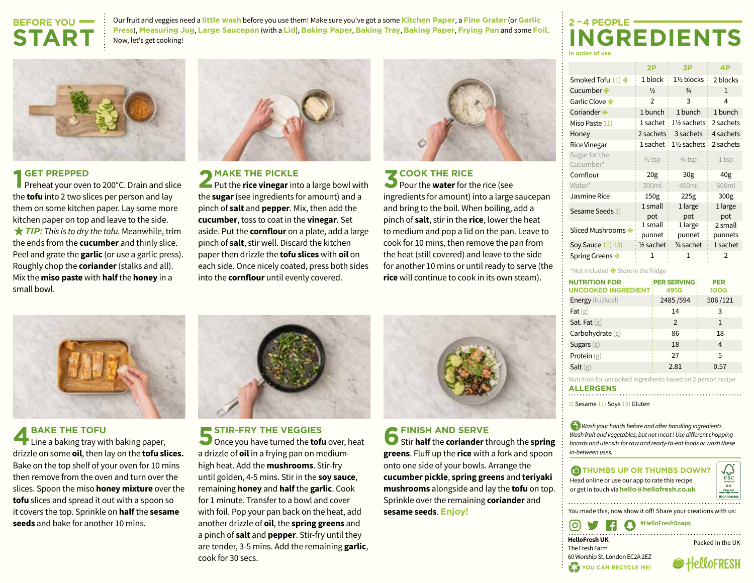# BEFORE YOU START

Our fruit and veggies need a **little wash** before you use them! Make sure you've got a some **Kitchen Paper**, a **Fine Grater** (or **Garlic Press**), **Measuring Jug**, **Large Saucepan** (with a **Lid**), **Baking Paper**, **Baking Tray**, **Baking Paper**, **Frying Pan** and some **Foil**. Now, let's get cooking!

## 1 GET PREPPED

Preheat your oven to 200°C. Drain and slice the **tofu** into 2 two slices per person and lay them on some kitchen paper. Lay some more kitchen paper on top and leave to the side. ★ *TIP: This is to dry the tofu.* Meanwhile, trim the ends from the **cucumber** and thinly slice. Peel and grate the **garlic** (or use a garlic press). Roughly chop the **coriander** (stalks and all). Mix the **miso paste** with **half** the **honey** in a small bowl.

## 2 MAKE THE PICKLE

Put the **rice vinegar** into a large bowl with the **sugar** (see ingredients for amount) and a pinch of **salt** and **pepper**. Mix, then add the **cucumber**, toss to coat in the **vinegar**. Set aside. Put the **cornflour** on a plate, add a large pinch of **salt**, stir well. Discard the kitchen paper then drizzle the **tofu slices** with **oil** on each side. Once nicely coated, press both sides into the **cornflour** until evenly covered.

## 3 COOK THE RICE

Pour the **water** for the rice (see ingredients for amount) into a large saucepan and bring to the boil. When boiling, add a pinch of **salt**, stir in the **rice**, lower the heat to medium and pop a lid on the pan. Leave to cook for 10 mins, then remove the pan from the heat (still covered) and leave to the side for another 10 mins or until ready to serve (the **rice** will continue to cook in its own steam).

## 4 BAKE THE TOFU

Line a baking tray with baking paper, drizzle on some **oil**, then lay on the **tofu slices.** Bake on the top shelf of your oven for 10 mins then remove from the oven and turn over the slices. Spoon the miso **honey mixture** over the **tofu** slices and spread it out with a spoon so it covers the top. Sprinkle on **half** the **sesame seeds** and bake for another 10 mins.

## 5 STIR-FRY THE VEGGIES

Once you have turned the **tofu** over, heat a drizzle of **oil** in a frying pan on medium-high heat. Add the **mushrooms**. Stir-fry until golden, 4-5 mins. Stir in the **soy sauce**, remaining **honey** and **half** the **garlic**. Cook for 1 minute. Transfer to a bowl and cover with foil. Pop your pan back on the heat, add another drizzle of **oil**, the **spring greens** and a pinch of **salt** and **pepper**. Stir-fry until they are tender, 3-5 mins. Add the remaining **garlic**, cook for 30 secs.

## 6 FINISH AND SERVE

Stir **half** the **coriander** through the **spring greens**. Fluff up the **rice** with a fork and spoon onto one side of your bowls. Arrange the **cucumber pickle**, **spring greens** and **teriyaki mushrooms** alongside and lay the **tofu** on top. Sprinkle over the remaining **coriander** and **sesame seeds**. **Enjoy!**

# 2 - 4 PEOPLE INGREDIENTS

In order of use

| | 2P | 3P | 4P |
|---|---|---|---|
| Smoked Tofu 11) ✽ | 1 block | 1½ blocks | 2 blocks |
| Cucumber ✽ | ½ | ¾ | 1 |
| Garlic Clove ✽ | 2 | 3 | 4 |
| Coriander ✽ | 1 bunch | 1 bunch | 1 bunch |
| Miso Paste 11) | 1 sachet | 1½ sachets | 2 sachets |
| Honey | 2 sachets | 3 sachets | 4 sachets |
| Rice Vinegar | 1 sachet | 1½ sachets | 2 sachets |
| Sugar for the Cucumber* | ½ tsp | ¾ tsp | 1 tsp |
| Cornflour | 20g | 30g | 40g |
| Water* | 300ml | 450ml | 600ml |
| Jasmine Rice | 150g | 225g | 300g |
| Sesame Seeds 3) | 1 small pot | 1 large pot | 1 large pot |
| Sliced Mushrooms ✽ | 1 small punnet | 1 large punnet | 2 small punnets |
| Soy Sauce 11) 13) | ½ sachet | ¾ sachet | 1 sachet |
| Spring Greens ✽ | 1 | 1 | 2 |

*Not Included ✽ Store in the Fridge

| NUTRITION FOR UNCOOKED INGREDIENT | PER SERVING 491G | PER 100G |
|---|---|---|
| Energy (kJ/kcal) | 2485 /594 | 506 /121 |
| Fat (g) | 14 | 3 |
| Sat. Fat (g) | 2 | 1 |
| Carbohydrate (g) | 86 | 18 |
| Sugars (g) | 18 | 4 |
| Protein (g) | 27 | 5 |
| Salt (g) | 2.81 | 0.57 |

Nutrition for uncooked ingredients based on 2 person recipe.

## ALLERGENS

3) Sesame 11) Soya 13) Gluten

*Wash your hands before and after handling ingredients. Wash fruit and vegetables; but not meat ! Use different chopping boards and utensils for raw and ready-to-eat foods or wash these in-between uses.*

## THUMBS UP OR THUMBS DOWN?

Head online or use our app to rate this recipe or get in touch via **hello@hellofresh.co.uk**

You made this, now show it off! Share your creations with us: #HelloFreshSnaps

**HelloFresh UK**
The Fresh Farm
60 Worship St, London EC2A 2EZ

Packed in the UK

YOU CAN RECYCLE ME!